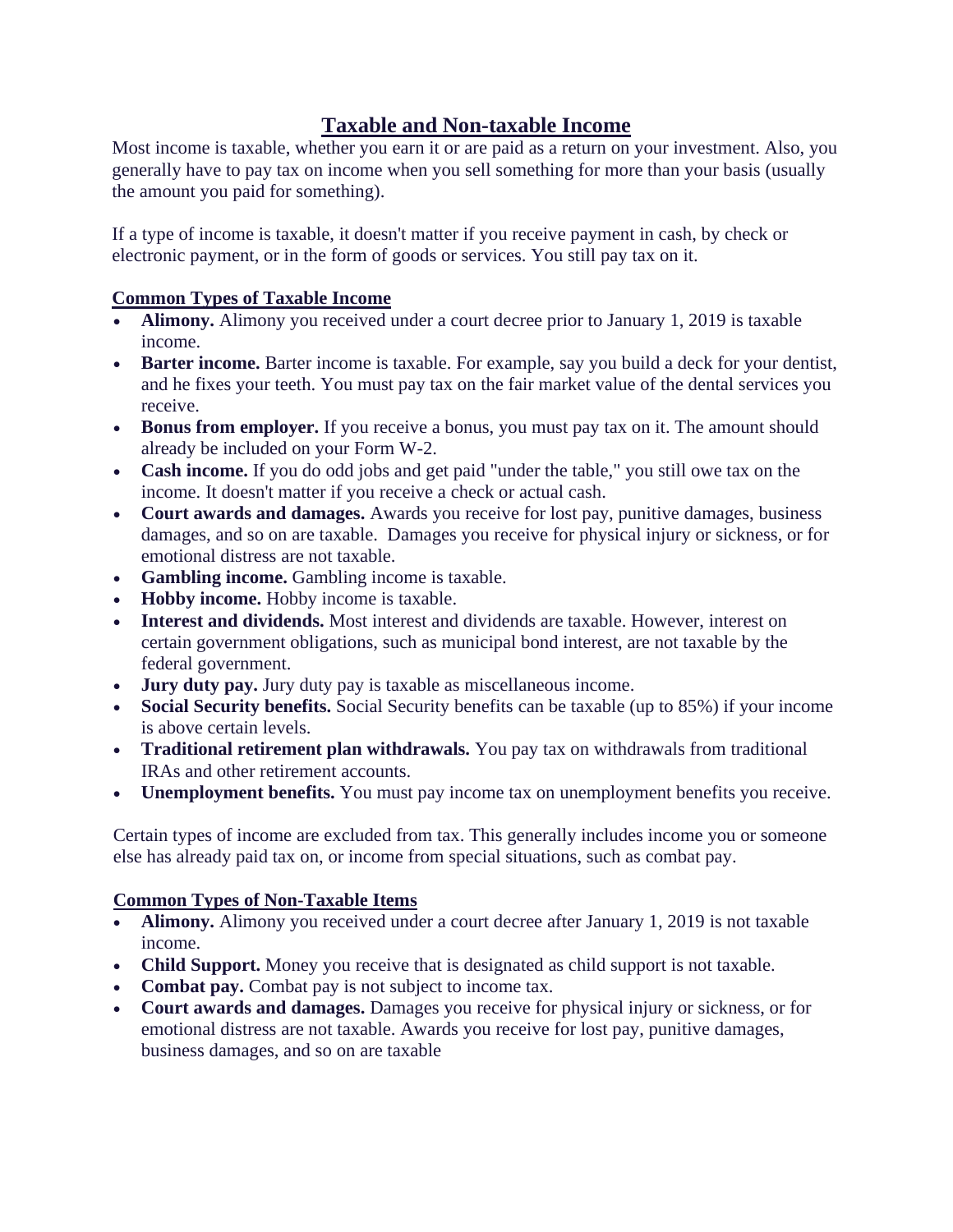# Taxable and Non-taxable Income

Most income is taxable, whether you earn it or are paid as a return on your investment. Also, you generally have to pay tax on income when you sell something for more than your basis (usually the amount you paid for something).

If a type of income is taxable, it doesn't matter if you receive payment in cash, by check or electronic payment, or in the form of goods or services. You still pay tax on it.

## Common Types of Taxable Income

- **Alimony.** Alimony you received under a court decree prior to January 1, 2019 is taxable income.
- **Barter income.** Barter income is taxable. For example, say you build a deck for your dentist, and he fixes your teeth. You must pay tax on the fair market value of the dental services you receive.
- **Bonus from employer.** If you receive a bonus, you must pay tax on it. The amount should already be included on your Form W-2.
- **Cash income.** If you do odd jobs and get paid "under the table," you still owe tax on the income. It doesn't matter if you receive a check or actual cash.
- **Court awards and damages.** Awards you receive for lost pay, punitive damages, business damages, and so on are taxable. Damages you receive for physical injury or sickness, or for emotional distress are not taxable.
- **Gambling income.** Gambling income is taxable.
- **Hobby income.** Hobby income is taxable.
- **Interest and dividends.** Most interest and dividends are taxable. However, interest on certain government obligations, such as municipal bond interest, are not taxable by the federal government.
- **Jury duty pay.** Jury duty pay is taxable as miscellaneous income.
- **Social Security benefits.** Social Security benefits can be taxable (up to 85%) if your income is above certain levels.
- **Traditional retirement plan withdrawals.** You pay tax on withdrawals from traditional IRAs and other retirement accounts.
- **Unemployment benefits.** You must pay income tax on unemployment benefits you receive.

Certain types of income are excluded from tax. This generally includes income you or someone else has already paid tax on, or income from special situations, such as combat pay.

## Common Types of Non-Taxable Items

- **Alimony.** Alimony you received under a court decree after January 1, 2019 is not taxable income.
- **Child Support.** Money you receive that is designated as child support is not taxable.
- **Combat pay.** Combat pay is not subject to income tax.
- **Court awards and damages.** Damages you receive for physical injury or sickness, or for emotional distress are not taxable. Awards you receive for lost pay, punitive damages, business damages, and so on are taxable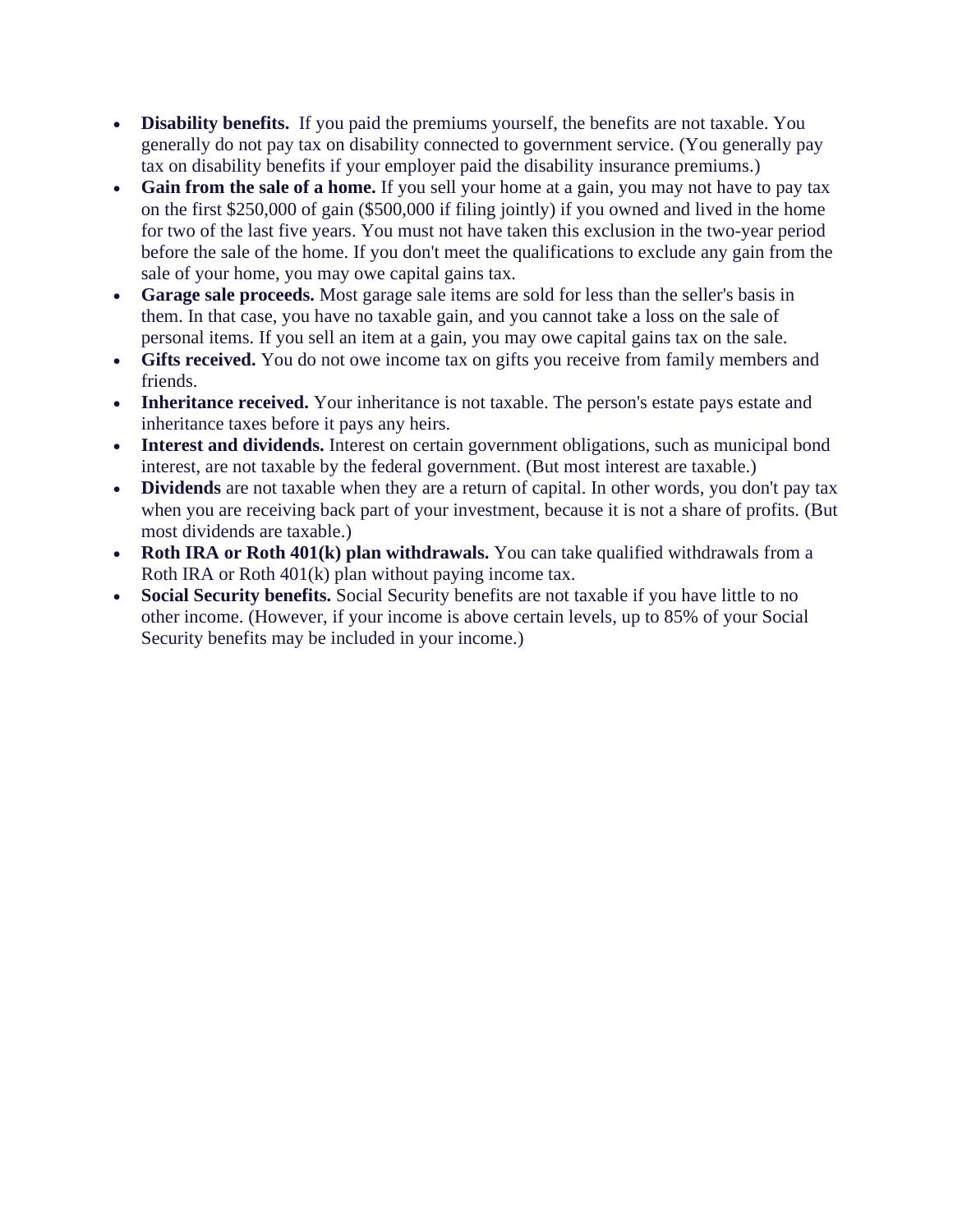- **Disability benefits.** If you paid the premiums yourself, the benefits are not taxable. You generally do not pay tax on disability connected to government service. (You generally pay tax on disability benefits if your employer paid the disability insurance premiums.)
- **Gain from the sale of a home.** If you sell your home at a gain, you may not have to pay tax on the first $250,000 of gain ($500,000 if filing jointly) if you owned and lived in the home for two of the last five years. You must not have taken this exclusion in the two-year period before the sale of the home. If you don't meet the qualifications to exclude any gain from the sale of your home, you may owe capital gains tax.
- **Garage sale proceeds.** Most garage sale items are sold for less than the seller's basis in them. In that case, you have no taxable gain, and you cannot take a loss on the sale of personal items. If you sell an item at a gain, you may owe capital gains tax on the sale.
- **Gifts received.** You do not owe income tax on gifts you receive from family members and friends.
- **Inheritance received.** Your inheritance is not taxable. The person's estate pays estate and inheritance taxes before it pays any heirs.
- **Interest and dividends.** Interest on certain government obligations, such as municipal bond interest, are not taxable by the federal government. (But most interest are taxable.)
- **Dividends** are not taxable when they are a return of capital. In other words, you don't pay tax when you are receiving back part of your investment, because it is not a share of profits. (But most dividends are taxable.)
- **Roth IRA or Roth 401(k) plan withdrawals.** You can take qualified withdrawals from a Roth IRA or Roth 401(k) plan without paying income tax.
- **Social Security benefits.** Social Security benefits are not taxable if you have little to no other income. (However, if your income is above certain levels, up to 85% of your Social Security benefits may be included in your income.)